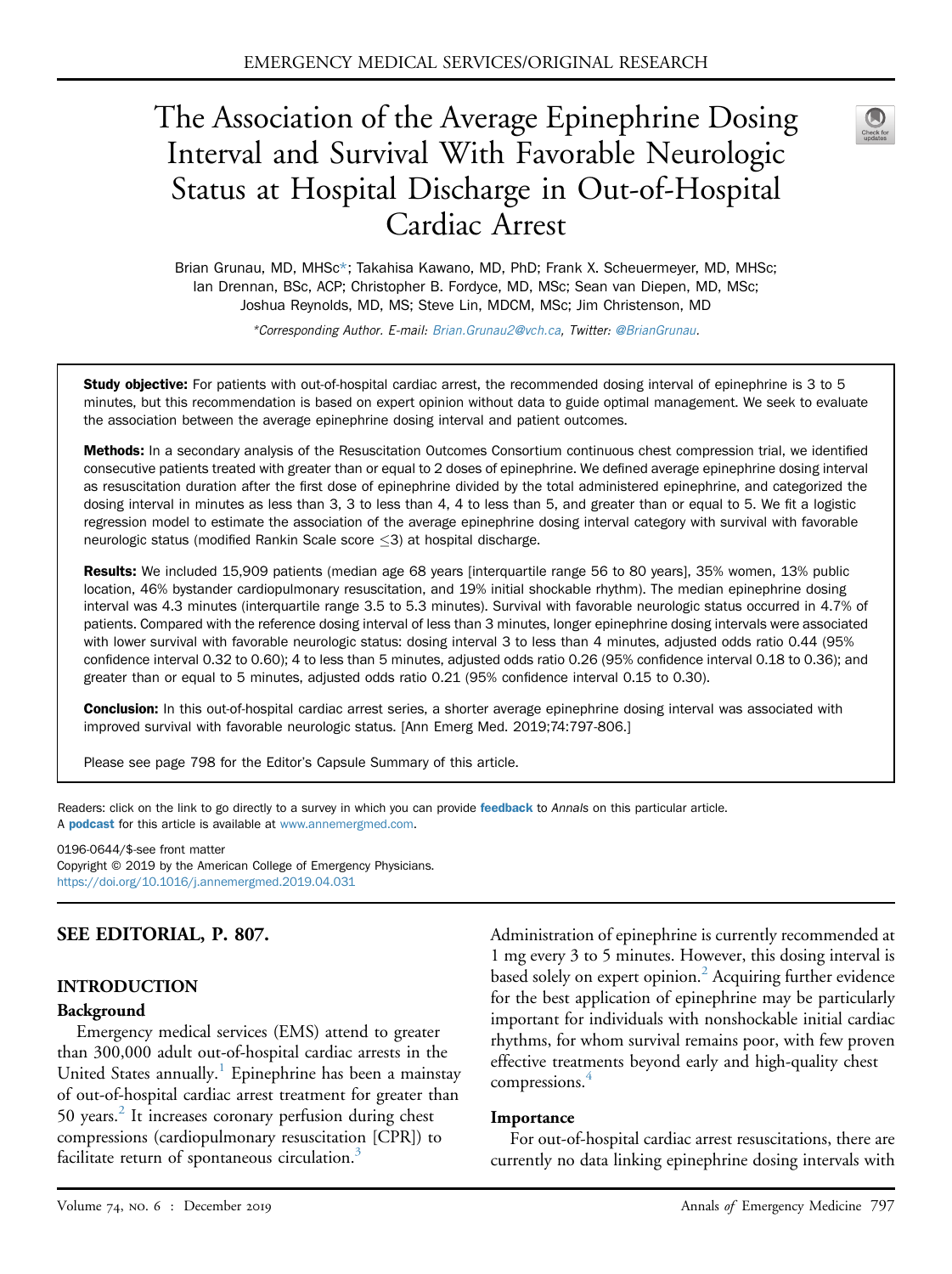EMERGENCY MEDICAL SERVICES/ORIGINAL RESEARCH

# The Association of the Average Epinephrine Dosing Interval and Survival With Favorable Neurologic Status at Hospital Discharge in Out-of-Hospital Cardiac Arrest

Brian Grunau, MD, MHSc*; Takahisa Kawano, MD, PhD; Frank X. Scheuermeyer, MD, MHSc; Ian Drennan, BSc, ACP; Christopher B. Fordyce, MD, MSc; Sean van Diepen, MD, MSc; Joshua Reynolds, MD, MS; Steve Lin, MDCM, MSc; Jim Christenson, MD

*Corresponding Author. E-mail: Brian.Grunau2@vch.ca, Twitter: @BrianGrunau.

**Study objective:** For patients with out-of-hospital cardiac arrest, the recommended dosing interval of epinephrine is 3 to 5 minutes, but this recommendation is based on expert opinion without data to guide optimal management. We seek to evaluate the association between the average epinephrine dosing interval and patient outcomes.

**Methods:** In a secondary analysis of the Resuscitation Outcomes Consortium continuous chest compression trial, we identified consecutive patients treated with greater than or equal to 2 doses of epinephrine. We defined average epinephrine dosing interval as resuscitation duration after the first dose of epinephrine divided by the total administered epinephrine, and categorized the dosing interval in minutes as less than 3, 3 to less than 4, 4 to less than 5, and greater than or equal to 5. We fit a logistic regression model to estimate the association of the average epinephrine dosing interval category with survival with favorable neurologic status (modified Rankin Scale score $\leq$3) at hospital discharge.

**Results:** We included 15,909 patients (median age 68 years [interquartile range 56 to 80 years], 35% women, 13% public location, 46% bystander cardiopulmonary resuscitation, and 19% initial shockable rhythm). The median epinephrine dosing interval was 4.3 minutes (interquartile range 3.5 to 5.3 minutes). Survival with favorable neurologic status occurred in 4.7% of patients. Compared with the reference dosing interval of less than 3 minutes, longer epinephrine dosing intervals were associated with lower survival with favorable neurologic status: dosing interval 3 to less than 4 minutes, adjusted odds ratio 0.44 (95% confidence interval 0.32 to 0.60); 4 to less than 5 minutes, adjusted odds ratio 0.26 (95% confidence interval 0.18 to 0.36); and greater than or equal to 5 minutes, adjusted odds ratio 0.21 (95% confidence interval 0.15 to 0.30).

**Conclusion:** In this out-of-hospital cardiac arrest series, a shorter average epinephrine dosing interval was associated with improved survival with favorable neurologic status. [Ann Emerg Med. 2019;74:797-806.]

Please see page 798 for the Editor's Capsule Summary of this article.

Readers: click on the link to go directly to a survey in which you can provide **feedback** to *Annals* on this particular article.
A **podcast** for this article is available at www.annemergmed.com.

0196-0644/$-see front matter
Copyright © 2019 by the American College of Emergency Physicians.
https://doi.org/10.1016/j.annemergmed.2019.04.031

## SEE EDITORIAL, P. 807.

## INTRODUCTION

### Background

Emergency medical services (EMS) attend to greater than 300,000 adult out-of-hospital cardiac arrests in the United States annually.[1] Epinephrine has been a mainstay of out-of-hospital cardiac arrest treatment for greater than 50 years.[2] It increases coronary perfusion during chest compressions (cardiopulmonary resuscitation [CPR]) to facilitate return of spontaneous circulation.[3]

Administration of epinephrine is currently recommended at 1 mg every 3 to 5 minutes. However, this dosing interval is based solely on expert opinion.[2] Acquiring further evidence for the best application of epinephrine may be particularly important for individuals with nonshockable initial cardiac rhythms, for whom survival remains poor, with few proven effective treatments beyond early and high-quality chest compressions.[4]

### Importance

For out-of-hospital cardiac arrest resuscitations, there are currently no data linking epinephrine dosing intervals with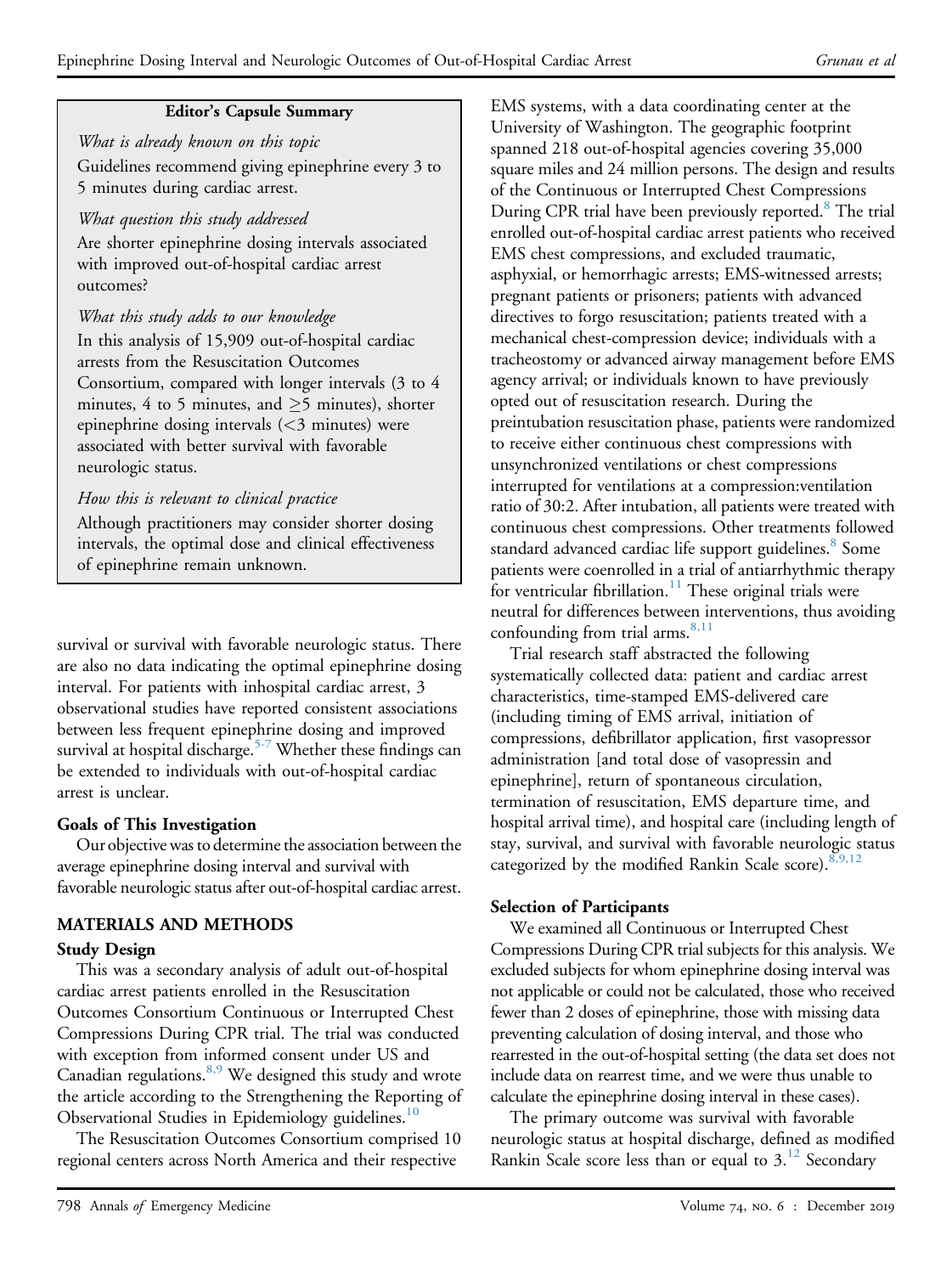**Editor's Capsule Summary**

*What is already known on this topic*

Guidelines recommend giving epinephrine every 3 to 5 minutes during cardiac arrest.

*What question this study addressed*

Are shorter epinephrine dosing intervals associated with improved out-of-hospital cardiac arrest outcomes?

*What this study adds to our knowledge*

In this analysis of 15,909 out-of-hospital cardiac arrests from the Resuscitation Outcomes Consortium, compared with longer intervals (3 to 4 minutes, 4 to 5 minutes, and ≥5 minutes), shorter epinephrine dosing intervals (<3 minutes) were associated with better survival with favorable neurologic status.

*How this is relevant to clinical practice*

Although practitioners may consider shorter dosing intervals, the optimal dose and clinical effectiveness of epinephrine remain unknown.

survival or survival with favorable neurologic status. There are also no data indicating the optimal epinephrine dosing interval. For patients with inhospital cardiac arrest, 3 observational studies have reported consistent associations between less frequent epinephrine dosing and improved survival at hospital discharge.[5-7] Whether these findings can be extended to individuals with out-of-hospital cardiac arrest is unclear.

### Goals of This Investigation

Our objective was to determine the association between the average epinephrine dosing interval and survival with favorable neurologic status after out-of-hospital cardiac arrest.

## MATERIALS AND METHODS

### Study Design

This was a secondary analysis of adult out-of-hospital cardiac arrest patients enrolled in the Resuscitation Outcomes Consortium Continuous or Interrupted Chest Compressions During CPR trial. The trial was conducted with exception from informed consent under US and Canadian regulations.[8,9] We designed this study and wrote the article according to the Strengthening the Reporting of Observational Studies in Epidemiology guidelines.[10]

The Resuscitation Outcomes Consortium comprised 10 regional centers across North America and their respective EMS systems, with a data coordinating center at the University of Washington. The geographic footprint spanned 218 out-of-hospital agencies covering 35,000 square miles and 24 million persons. The design and results of the Continuous or Interrupted Chest Compressions During CPR trial have been previously reported.[8] The trial enrolled out-of-hospital cardiac arrest patients who received EMS chest compressions, and excluded traumatic, asphyxial, or hemorrhagic arrests; EMS-witnessed arrests; pregnant patients or prisoners; patients with advanced directives to forgo resuscitation; patients treated with a mechanical chest-compression device; individuals with a tracheostomy or advanced airway management before EMS agency arrival; or individuals known to have previously opted out of resuscitation research. During the preintubation resuscitation phase, patients were randomized to receive either continuous chest compressions with unsynchronized ventilations or chest compressions interrupted for ventilations at a compression:ventilation ratio of 30:2. After intubation, all patients were treated with continuous chest compressions. Other treatments followed standard advanced cardiac life support guidelines.[8] Some patients were coenrolled in a trial of antiarrhythmic therapy for ventricular fibrillation.[11] These original trials were neutral for differences between interventions, thus avoiding confounding from trial arms.[8,11]

Trial research staff abstracted the following systematically collected data: patient and cardiac arrest characteristics, time-stamped EMS-delivered care (including timing of EMS arrival, initiation of compressions, defibrillator application, first vasopressor administration [and total dose of vasopressin and epinephrine], return of spontaneous circulation, termination of resuscitation, EMS departure time, and hospital arrival time), and hospital care (including length of stay, survival, and survival with favorable neurologic status categorized by the modified Rankin Scale score).[8,9,12]

### Selection of Participants

We examined all Continuous or Interrupted Chest Compressions During CPR trial subjects for this analysis. We excluded subjects for whom epinephrine dosing interval was not applicable or could not be calculated, those who received fewer than 2 doses of epinephrine, those with missing data preventing calculation of dosing interval, and those who rearrested in the out-of-hospital setting (the data set does not include data on rearrest time, and we were thus unable to calculate the epinephrine dosing interval in these cases).

The primary outcome was survival with favorable neurologic status at hospital discharge, defined as modified Rankin Scale score less than or equal to 3.[12] Secondary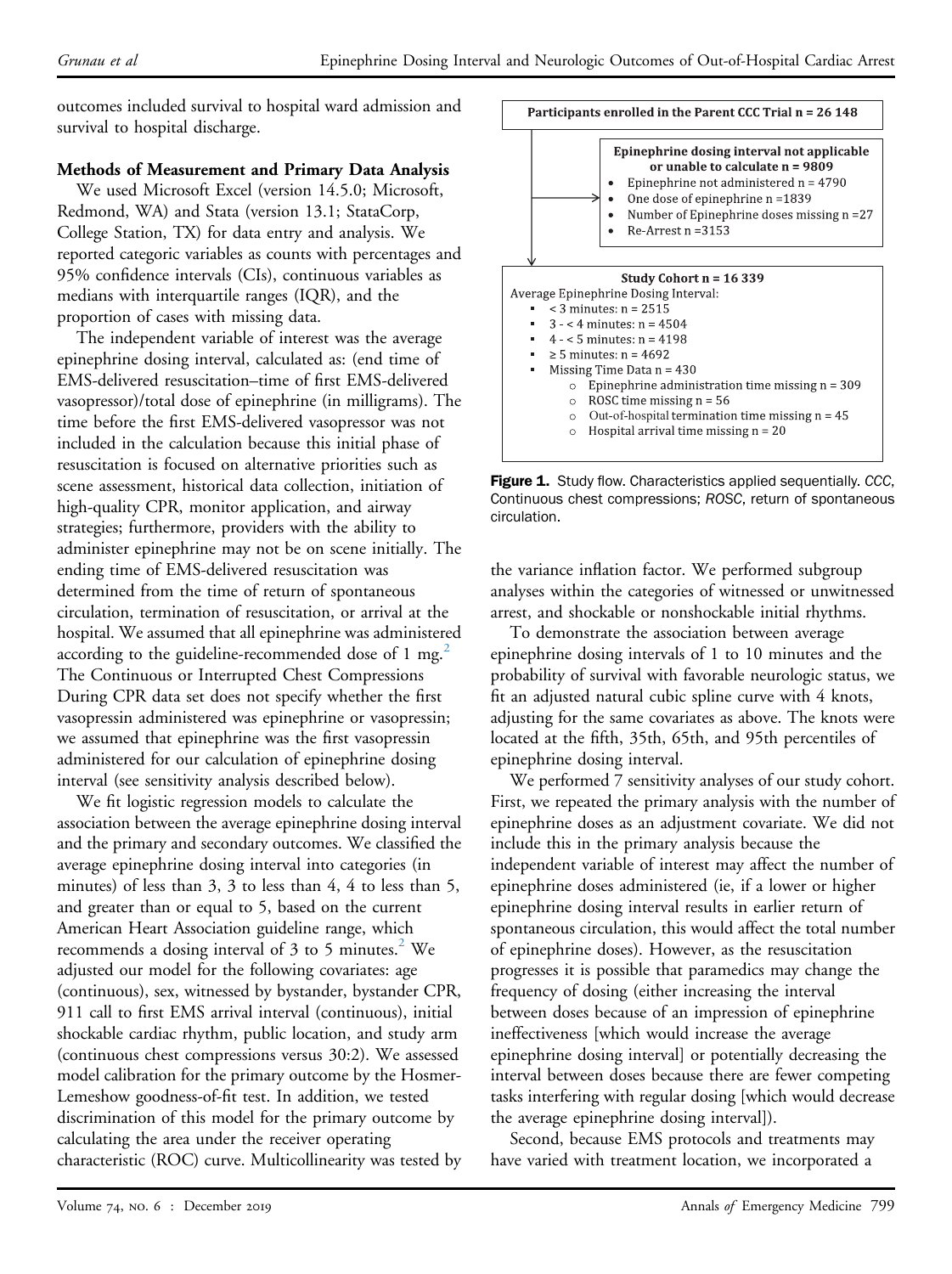outcomes included survival to hospital ward admission and survival to hospital discharge.

## Methods of Measurement and Primary Data Analysis

We used Microsoft Excel (version 14.5.0; Microsoft, Redmond, WA) and Stata (version 13.1; StataCorp, College Station, TX) for data entry and analysis. We reported categoric variables as counts with percentages and 95% confidence intervals (CIs), continuous variables as medians with interquartile ranges (IQR), and the proportion of cases with missing data.

The independent variable of interest was the average epinephrine dosing interval, calculated as: (end time of EMS-delivered resuscitation–time of first EMS-delivered vasopressor)/total dose of epinephrine (in milligrams). The time before the first EMS-delivered vasopressor was not included in the calculation because this initial phase of resuscitation is focused on alternative priorities such as scene assessment, historical data collection, initiation of high-quality CPR, monitor application, and airway strategies; furthermore, providers with the ability to administer epinephrine may not be on scene initially. The ending time of EMS-delivered resuscitation was determined from the time of return of spontaneous circulation, termination of resuscitation, or arrival at the hospital. We assumed that all epinephrine was administered according to the guideline-recommended dose of 1 mg.[2] The Continuous or Interrupted Chest Compressions During CPR data set does not specify whether the first vasopressin administered was epinephrine or vasopressin; we assumed that epinephrine was the first vasopressin administered for our calculation of epinephrine dosing interval (see sensitivity analysis described below).

We fit logistic regression models to calculate the association between the average epinephrine dosing interval and the primary and secondary outcomes. We classified the average epinephrine dosing interval into categories (in minutes) of less than 3, 3 to less than 4, 4 to less than 5, and greater than or equal to 5, based on the current American Heart Association guideline range, which recommends a dosing interval of 3 to 5 minutes.[2] We adjusted our model for the following covariates: age (continuous), sex, witnessed by bystander, bystander CPR, 911 call to first EMS arrival interval (continuous), initial shockable cardiac rhythm, public location, and study arm (continuous chest compressions versus 30:2). We assessed model calibration for the primary outcome by the Hosmer-Lemeshow goodness-of-fit test. In addition, we tested discrimination of this model for the primary outcome by calculating the area under the receiver operating characteristic (ROC) curve. Multicollinearity was tested by the variance inflation factor. We performed subgroup analyses within the categories of witnessed or unwitnessed arrest, and shockable or nonshockable initial rhythms.

**Participants enrolled in the Parent CCC Trial n = 26 148**

**Epinephrine dosing interval not applicable or unable to calculate n = 9809**
- Epinephrine not administered n = 4790
- One dose of epinephrine n = 1839
- Number of Epinephrine doses missing n = 27
- Re-Arrest n = 3153

**Study Cohort n = 16 339**

Average Epinephrine Dosing Interval:
- < 3 minutes: n = 2515
- 3 - < 4 minutes: n = 4504
- 4 - < 5 minutes: n = 4198
- ≥ 5 minutes: n = 4692
- Missing Time Data n = 430
  - Epinephrine administration time missing n = 309
  - ROSC time missing n = 56
  - Out-of-hospital termination time missing n = 45
  - Hospital arrival time missing n = 20

**Figure 1.** Study flow. Characteristics applied sequentially. *CCC*, Continuous chest compressions; *ROSC*, return of spontaneous circulation.

To demonstrate the association between average epinephrine dosing intervals of 1 to 10 minutes and the probability of survival with favorable neurologic status, we fit an adjusted natural cubic spline curve with 4 knots, adjusting for the same covariates as above. The knots were located at the fifth, 35th, 65th, and 95th percentiles of epinephrine dosing interval.

We performed 7 sensitivity analyses of our study cohort. First, we repeated the primary analysis with the number of epinephrine doses as an adjustment covariate. We did not include this in the primary analysis because the independent variable of interest may affect the number of epinephrine doses administered (ie, if a lower or higher epinephrine dosing interval results in earlier return of spontaneous circulation, this would affect the total number of epinephrine doses). However, as the resuscitation progresses it is possible that paramedics may change the frequency of dosing (either increasing the interval between doses because of an impression of epinephrine ineffectiveness [which would increase the average epinephrine dosing interval] or potentially decreasing the interval between doses because there are fewer competing tasks interfering with regular dosing [which would decrease the average epinephrine dosing interval]).

Second, because EMS protocols and treatments may have varied with treatment location, we incorporated a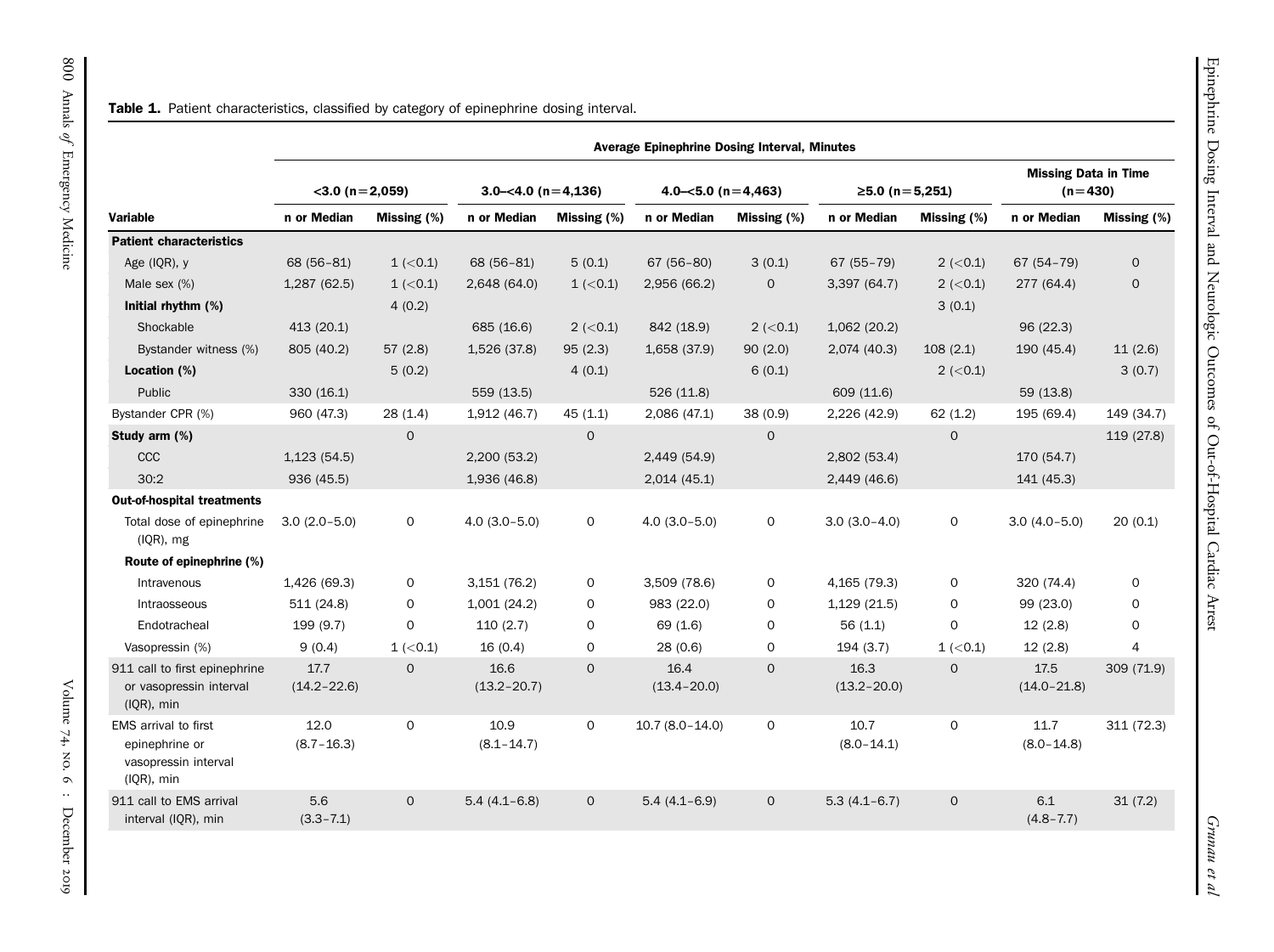**Table 1.** Patient characteristics, classified by category of epinephrine dosing interval.

| | Average Epinephrine Dosing Interval, Minutes | | | | | | | | | |
|---|---|---|---|---|---|---|---|---|---|---|
| | <3.0 (n=2,059) | | 3.0–<4.0 (n=4,136) | | 4.0–<5.0 (n=4,463) | | ≥5.0 (n=5,251) | | Missing Data in Time (n=430) | |
| **Variable** | **n or Median** | **Missing (%)** | **n or Median** | **Missing (%)** | **n or Median** | **Missing (%)** | **n or Median** | **Missing (%)** | **n or Median** | **Missing (%)** |
| **Patient characteristics** | | | | | | | | | | |
| Age (IQR), y | 68 (56–81) | 1 (<0.1) | 68 (56–81) | 5 (0.1) | 67 (56–80) | 3 (0.1) | 67 (55–79) | 2 (<0.1) | 67 (54–79) | 0 |
| Male sex (%) | 1,287 (62.5) | 1 (<0.1) | 2,648 (64.0) | 1 (<0.1) | 2,956 (66.2) | 0 | 3,397 (64.7) | 2 (<0.1) | 277 (64.4) | 0 |
| **Initial rhythm (%)** | | 4 (0.2) | | | | | | 3 (0.1) | | |
| Shockable | 413 (20.1) | | 685 (16.6) | 2 (<0.1) | 842 (18.9) | 2 (<0.1) | 1,062 (20.2) | | 96 (22.3) | |
| Bystander witness (%) | 805 (40.2) | 57 (2.8) | 1,526 (37.8) | 95 (2.3) | 1,658 (37.9) | 90 (2.0) | 2,074 (40.3) | 108 (2.1) | 190 (45.4) | 11 (2.6) |
| **Location (%)** | | 5 (0.2) | | 4 (0.1) | | 6 (0.1) | | 2 (<0.1) | | 3 (0.7) |
| Public | 330 (16.1) | | 559 (13.5) | | 526 (11.8) | | 609 (11.6) | | 59 (13.8) | |
| Bystander CPR (%) | 960 (47.3) | 28 (1.4) | 1,912 (46.7) | 45 (1.1) | 2,086 (47.1) | 38 (0.9) | 2,226 (42.9) | 62 (1.2) | 195 (69.4) | 149 (34.7) |
| **Study arm (%)** | | 0 | | 0 | | 0 | | 0 | | 119 (27.8) |
| CCC | 1,123 (54.5) | | 2,200 (53.2) | | 2,449 (54.9) | | 2,802 (53.4) | | 170 (54.7) | |
| 30:2 | 936 (45.5) | | 1,936 (46.8) | | 2,014 (45.1) | | 2,449 (46.6) | | 141 (45.3) | |
| **Out-of-hospital treatments** | | | | | | | | | | |
| Total dose of epinephrine (IQR), mg | 3.0 (2.0–5.0) | 0 | 4.0 (3.0–5.0) | 0 | 4.0 (3.0–5.0) | 0 | 3.0 (3.0–4.0) | 0 | 3.0 (4.0–5.0) | 20 (0.1) |
| **Route of epinephrine (%)** | | | | | | | | | | |
| Intravenous | 1,426 (69.3) | 0 | 3,151 (76.2) | 0 | 3,509 (78.6) | 0 | 4,165 (79.3) | 0 | 320 (74.4) | 0 |
| Intraosseous | 511 (24.8) | 0 | 1,001 (24.2) | 0 | 983 (22.0) | 0 | 1,129 (21.5) | 0 | 99 (23.0) | 0 |
| Endotracheal | 199 (9.7) | 0 | 110 (2.7) | 0 | 69 (1.6) | 0 | 56 (1.1) | 0 | 12 (2.8) | 0 |
| Vasopressin (%) | 9 (0.4) | 1 (<0.1) | 16 (0.4) | 0 | 28 (0.6) | 0 | 194 (3.7) | 1 (<0.1) | 12 (2.8) | 4 |
| 911 call to first epinephrine or vasopressin interval (IQR), min | 17.7 (14.2–22.6) | 0 | 16.6 (13.2–20.7) | 0 | 16.4 (13.4–20.0) | 0 | 16.3 (13.2–20.0) | 0 | 17.5 (14.0–21.8) | 309 (71.9) |
| EMS arrival to first epinephrine or vasopressin interval (IQR), min | 12.0 (8.7–16.3) | 0 | 10.9 (8.1–14.7) | 0 | 10.7 (8.0–14.0) | 0 | 10.7 (8.0–14.1) | 0 | 11.7 (8.0–14.8) | 311 (72.3) |
| 911 call to EMS arrival interval (IQR), min | 5.6 (3.3–7.1) | 0 | 5.4 (4.1–6.8) | 0 | 5.4 (4.1–6.9) | 0 | 5.3 (4.1–6.7) | 0 | 6.1 (4.8–7.7) | 31 (7.2) |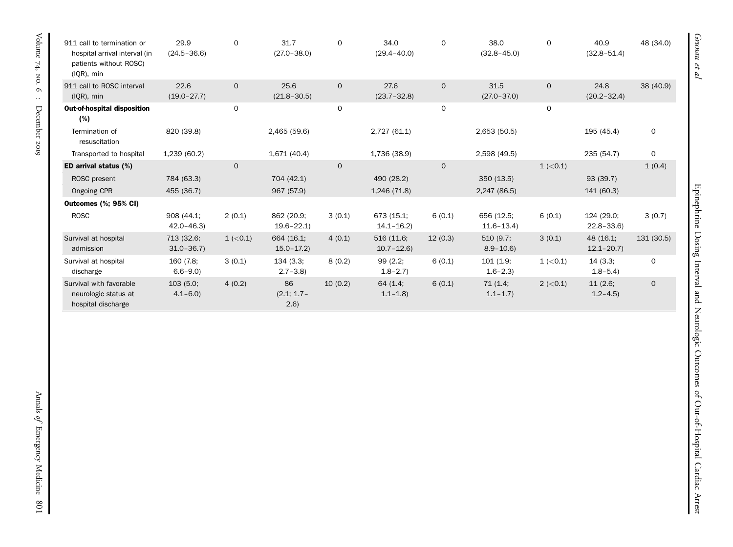| | | | | | | | | | | |
|---|---|---|---|---|---|---|---|---|---|---|
| 911 call to termination or hospital arrival interval (in patients without ROSC) (IQR), min | 29.9 (24.5–36.6) | 0 | 31.7 (27.0–38.0) | 0 | 34.0 (29.4–40.0) | 0 | 38.0 (32.8–45.0) | 0 | 40.9 (32.8–51.4) | 48 (34.0) |
| 911 call to ROSC interval (IQR), min | 22.6 (19.0–27.7) | 0 | 25.6 (21.8–30.5) | 0 | 27.6 (23.7–32.8) | 0 | 31.5 (27.0–37.0) | 0 | 24.8 (20.2–32.4) | 38 (40.9) |
| **Out-of-hospital disposition (%)** | | 0 | | 0 | | 0 | | 0 | | |
| Termination of resuscitation | 820 (39.8) | | 2,465 (59.6) | | 2,727 (61.1) | | 2,653 (50.5) | | 195 (45.4) | 0 |
| Transported to hospital | 1,239 (60.2) | | 1,671 (40.4) | | 1,736 (38.9) | | 2,598 (49.5) | | 235 (54.7) | 0 |
| **ED arrival status (%)** | | 0 | | 0 | | 0 | | 1 (<0.1) | | 1 (0.4) |
| ROSC present | 784 (63.3) | | 704 (42.1) | | 490 (28.2) | | 350 (13.5) | | 93 (39.7) | |
| Ongoing CPR | 455 (36.7) | | 967 (57.9) | | 1,246 (71.8) | | 2,247 (86.5) | | 141 (60.3) | |
| **Outcomes (%; 95% CI)** | | | | | | | | | | |
| ROSC | 908 (44.1; 42.0–46.3) | 2 (0.1) | 862 (20.9; 19.6–22.1) | 3 (0.1) | 673 (15.1; 14.1–16.2) | 6 (0.1) | 656 (12.5; 11.6–13.4) | 6 (0.1) | 124 (29.0; 22.8–33.6) | 3 (0.7) |
| Survival at hospital admission | 713 (32.6; 31.0–36.7) | 1 (<0.1) | 664 (16.1; 15.0–17.2) | 4 (0.1) | 516 (11.6; 10.7–12.6) | 12 (0.3) | 510 (9.7; 8.9–10.6) | 3 (0.1) | 48 (16.1; 12.1–20.7) | 131 (30.5) |
| Survival at hospital discharge | 160 (7.8; 6.6–9.0) | 3 (0.1) | 134 (3.3; 2.7–3.8) | 8 (0.2) | 99 (2.2; 1.8–2.7) | 6 (0.1) | 101 (1.9; 1.6–2.3) | 1 (<0.1) | 14 (3.3; 1.8–5.4) | 0 |
| Survival with favorable neurologic status at hospital discharge | 103 (5.0; 4.1–6.0) | 4 (0.2) | 86 (2.1; 1.7–2.6) | 10 (0.2) | 64 (1.4; 1.1–1.8) | 6 (0.1) | 71 (1.4; 1.1–1.7) | 2 (<0.1) | 11 (2.6; 1.2–4.5) | 0 |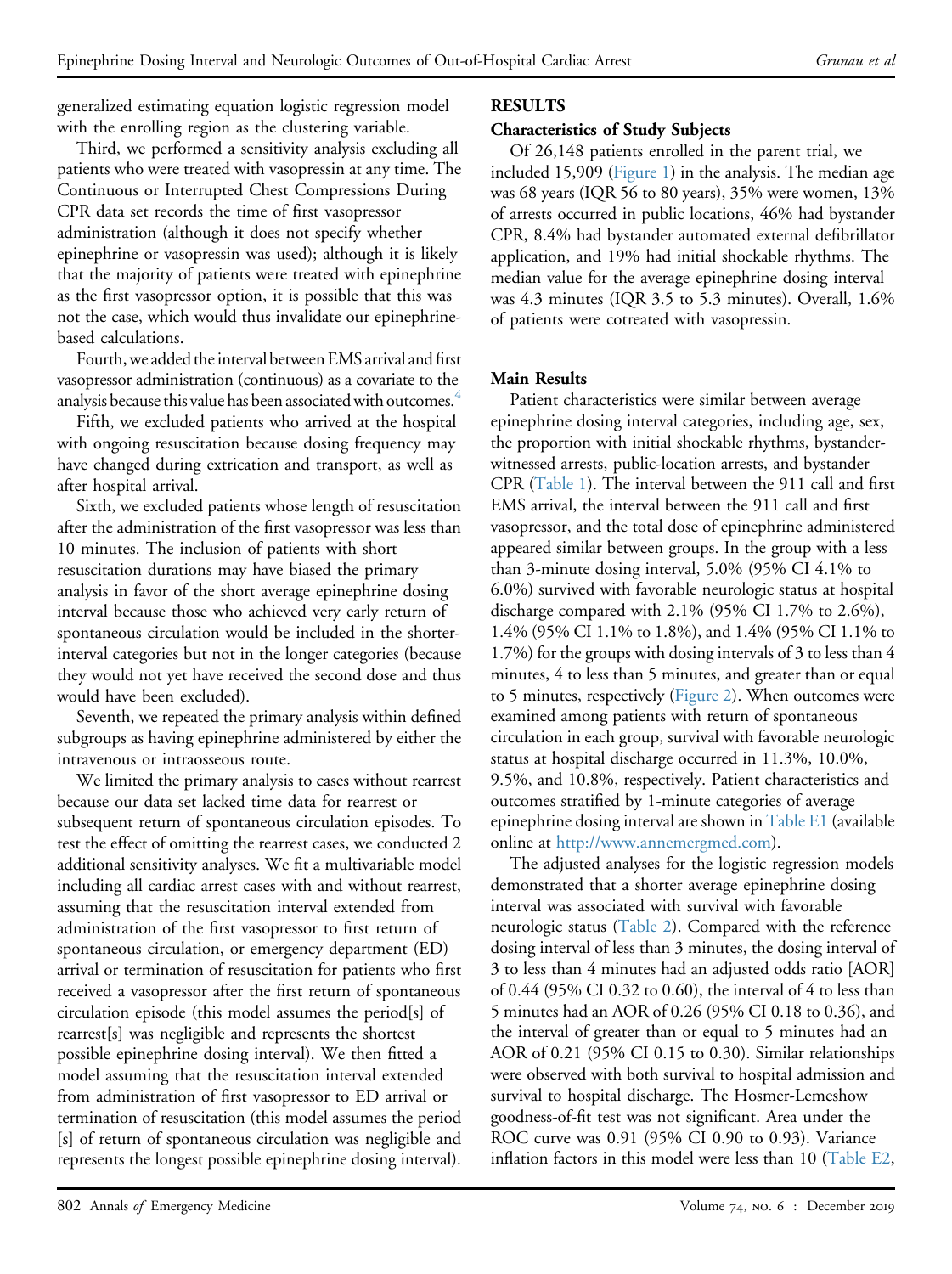generalized estimating equation logistic regression model with the enrolling region as the clustering variable.

Third, we performed a sensitivity analysis excluding all patients who were treated with vasopressin at any time. The Continuous or Interrupted Chest Compressions During CPR data set records the time of first vasopressor administration (although it does not specify whether epinephrine or vasopressin was used); although it is likely that the majority of patients were treated with epinephrine as the first vasopressor option, it is possible that this was not the case, which would thus invalidate our epinephrine-based calculations.

Fourth, we added the interval between EMS arrival and first vasopressor administration (continuous) as a covariate to the analysis because this value has been associated with outcomes.[4]

Fifth, we excluded patients who arrived at the hospital with ongoing resuscitation because dosing frequency may have changed during extrication and transport, as well as after hospital arrival.

Sixth, we excluded patients whose length of resuscitation after the administration of the first vasopressor was less than 10 minutes. The inclusion of patients with short resuscitation durations may have biased the primary analysis in favor of the short average epinephrine dosing interval because those who achieved very early return of spontaneous circulation would be included in the shorter-interval categories but not in the longer categories (because they would not yet have received the second dose and thus would have been excluded).

Seventh, we repeated the primary analysis within defined subgroups as having epinephrine administered by either the intravenous or intraosseous route.

We limited the primary analysis to cases without rearrest because our data set lacked time data for rearrest or subsequent return of spontaneous circulation episodes. To test the effect of omitting the rearrest cases, we conducted 2 additional sensitivity analyses. We fit a multivariable model including all cardiac arrest cases with and without rearrest, assuming that the resuscitation interval extended from administration of the first vasopressor to first return of spontaneous circulation, or emergency department (ED) arrival or termination of resuscitation for patients who first received a vasopressor after the first return of spontaneous circulation episode (this model assumes the period[s] of rearrest[s] was negligible and represents the shortest possible epinephrine dosing interval). We then fitted a model assuming that the resuscitation interval extended from administration of first vasopressor to ED arrival or termination of resuscitation (this model assumes the period [s] of return of spontaneous circulation was negligible and represents the longest possible epinephrine dosing interval).

## RESULTS

### Characteristics of Study Subjects

Of 26,148 patients enrolled in the parent trial, we included 15,909 (Figure 1) in the analysis. The median age was 68 years (IQR 56 to 80 years), 35% were women, 13% of arrests occurred in public locations, 46% had bystander CPR, 8.4% had bystander automated external defibrillator application, and 19% had initial shockable rhythms. The median value for the average epinephrine dosing interval was 4.3 minutes (IQR 3.5 to 5.3 minutes). Overall, 1.6% of patients were cotreated with vasopressin.

### Main Results

Patient characteristics were similar between average epinephrine dosing interval categories, including age, sex, the proportion with initial shockable rhythms, bystander-witnessed arrests, public-location arrests, and bystander CPR (Table 1). The interval between the 911 call and first EMS arrival, the interval between the 911 call and first vasopressor, and the total dose of epinephrine administered appeared similar between groups. In the group with a less than 3-minute dosing interval, 5.0% (95% CI 4.1% to 6.0%) survived with favorable neurologic status at hospital discharge compared with 2.1% (95% CI 1.7% to 2.6%), 1.4% (95% CI 1.1% to 1.8%), and 1.4% (95% CI 1.1% to 1.7%) for the groups with dosing intervals of 3 to less than 4 minutes, 4 to less than 5 minutes, and greater than or equal to 5 minutes, respectively (Figure 2). When outcomes were examined among patients with return of spontaneous circulation in each group, survival with favorable neurologic status at hospital discharge occurred in 11.3%, 10.0%, 9.5%, and 10.8%, respectively. Patient characteristics and outcomes stratified by 1-minute categories of average epinephrine dosing interval are shown in Table E1 (available online at http://www.annemergmed.com).

The adjusted analyses for the logistic regression models demonstrated that a shorter average epinephrine dosing interval was associated with survival with favorable neurologic status (Table 2). Compared with the reference dosing interval of less than 3 minutes, the dosing interval of 3 to less than 4 minutes had an adjusted odds ratio [AOR] of 0.44 (95% CI 0.32 to 0.60), the interval of 4 to less than 5 minutes had an AOR of 0.26 (95% CI 0.18 to 0.36), and the interval of greater than or equal to 5 minutes had an AOR of 0.21 (95% CI 0.15 to 0.30). Similar relationships were observed with both survival to hospital admission and survival to hospital discharge. The Hosmer-Lemeshow goodness-of-fit test was not significant. Area under the ROC curve was 0.91 (95% CI 0.90 to 0.93). Variance inflation factors in this model were less than 10 (Table E2,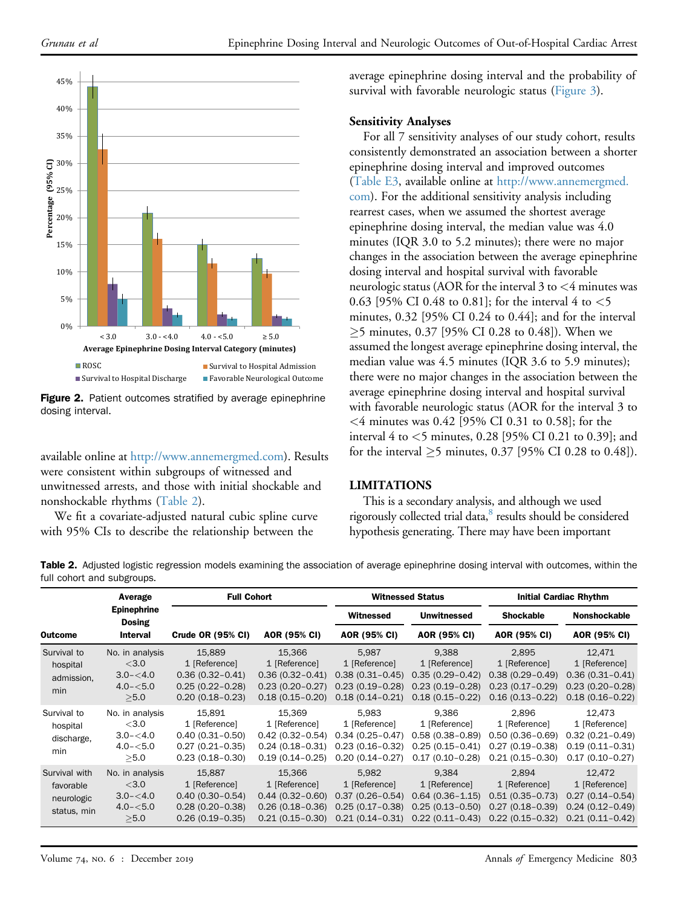Figure 2. Patient outcomes stratified by average epinephrine dosing interval.

available online at http://www.annemergmed.com). Results were consistent within subgroups of witnessed and unwitnessed arrests, and those with initial shockable and nonshockable rhythms (Table 2).

We fit a covariate-adjusted natural cubic spline curve with 95% CIs to describe the relationship between the average epinephrine dosing interval and the probability of survival with favorable neurologic status (Figure 3).

### Sensitivity Analyses

For all 7 sensitivity analyses of our study cohort, results consistently demonstrated an association between a shorter epinephrine dosing interval and improved outcomes (Table E3, available online at http://www.annemergmed.com). For the additional sensitivity analysis including rearrest cases, when we assumed the shortest average epinephrine dosing interval, the median value was 4.0 minutes (IQR 3.0 to 5.2 minutes); there were no major changes in the association between the average epinephrine dosing interval and hospital survival with favorable neurologic status (AOR for the interval 3 to <4 minutes was 0.63 [95% CI 0.48 to 0.81]; for the interval 4 to <5 minutes, 0.32 [95% CI 0.24 to 0.44]; and for the interval ≥5 minutes, 0.37 [95% CI 0.28 to 0.48]). When we assumed the longest average epinephrine dosing interval, the median value was 4.5 minutes (IQR 3.6 to 5.9 minutes); there were no major changes in the association between the average epinephrine dosing interval and hospital survival with favorable neurologic status (AOR for the interval 3 to <4 minutes was 0.42 [95% CI 0.31 to 0.58]; for the interval 4 to <5 minutes, 0.28 [95% CI 0.21 to 0.39]; and for the interval ≥5 minutes, 0.37 [95% CI 0.28 to 0.48]).

## LIMITATIONS

This is a secondary analysis, and although we used rigorously collected trial data,[8] results should be considered hypothesis generating. There may have been important

**Table 2.** Adjusted logistic regression models examining the association of average epinephrine dosing interval with outcomes, within the full cohort and subgroups.

| Outcome | Average Epinephrine Dosing Interval | Full Cohort | | Witnessed Status | | Initial Cardiac Rhythm | |
|---|---|---|---|---|---|---|---|
| | | | | Witnessed | Unwitnessed | Shockable | Nonshockable |
| | | Crude OR (95% CI) | AOR (95% CI) | AOR (95% CI) | AOR (95% CI) | AOR (95% CI) | AOR (95% CI) |
| Survival to hospital admission, min | No. in analysis | 15,889 | 15,366 | 5,987 | 9,388 | 2,895 | 12,471 |
| | <3.0 | 1 [Reference] | 1 [Reference] | 1 [Reference] | 1 [Reference] | 1 [Reference] | 1 [Reference] |
| | 3.0–<4.0 | 0.36 (0.32–0.41) | 0.36 (0.32–0.41) | 0.38 (0.31–0.45) | 0.35 (0.29–0.42) | 0.38 (0.29–0.49) | 0.36 (0.31–0.41) |
| | 4.0–<5.0 | 0.25 (0.22–0.28) | 0.23 (0.20–0.27) | 0.23 (0.19–0.28) | 0.23 (0.19–0.28) | 0.23 (0.17–0.29) | 0.23 (0.20–0.28) |
| | ≥5.0 | 0.20 (0.18–0.23) | 0.18 (0.15–0.20) | 0.18 (0.14–0.21) | 0.18 (0.15–0.22) | 0.16 (0.13–0.22) | 0.18 (0.16–0.22) |
| Survival to hospital discharge, min | No. in analysis | 15,891 | 15,369 | 5,983 | 9,386 | 2,896 | 12,473 |
| | <3.0 | 1 [Reference] | 1 [Reference] | 1 [Reference] | 1 [Reference] | 1 [Reference] | 1 [Reference] |
| | 3.0–<4.0 | 0.40 (0.31–0.50) | 0.42 (0.32–0.54) | 0.34 (0.25–0.47) | 0.58 (0.38–0.89) | 0.50 (0.36–0.69) | 0.32 (0.21–0.49) |
| | 4.0–<5.0 | 0.27 (0.21–0.35) | 0.24 (0.18–0.31) | 0.23 (0.16–0.32) | 0.25 (0.15–0.41) | 0.27 (0.19–0.38) | 0.19 (0.11–0.31) |
| | ≥5.0 | 0.23 (0.18–0.30) | 0.19 (0.14–0.25) | 0.20 (0.14–0.27) | 0.17 (0.10–0.28) | 0.21 (0.15–0.30) | 0.17 (0.10–0.27) |
| Survival with favorable neurologic status, min | No. in analysis | 15,887 | 15,366 | 5,982 | 9,384 | 2,894 | 12,472 |
| | <3.0 | 1 [Reference] | 1 [Reference] | 1 [Reference] | 1 [Reference] | 1 [Reference] | 1 [Reference] |
| | 3.0–<4.0 | 0.40 (0.30–0.54) | 0.44 (0.32–0.60) | 0.37 (0.26–0.54) | 0.64 (0.36–1.15) | 0.51 (0.35–0.73) | 0.27 (0.14–0.54) |
| | 4.0–<5.0 | 0.28 (0.20–0.38) | 0.26 (0.18–0.36) | 0.25 (0.17–0.38) | 0.25 (0.13–0.50) | 0.27 (0.18–0.39) | 0.24 (0.12–0.49) |
| | ≥5.0 | 0.26 (0.19–0.35) | 0.21 (0.15–0.30) | 0.21 (0.14–0.31) | 0.22 (0.11–0.43) | 0.22 (0.15–0.32) | 0.21 (0.11–0.42) |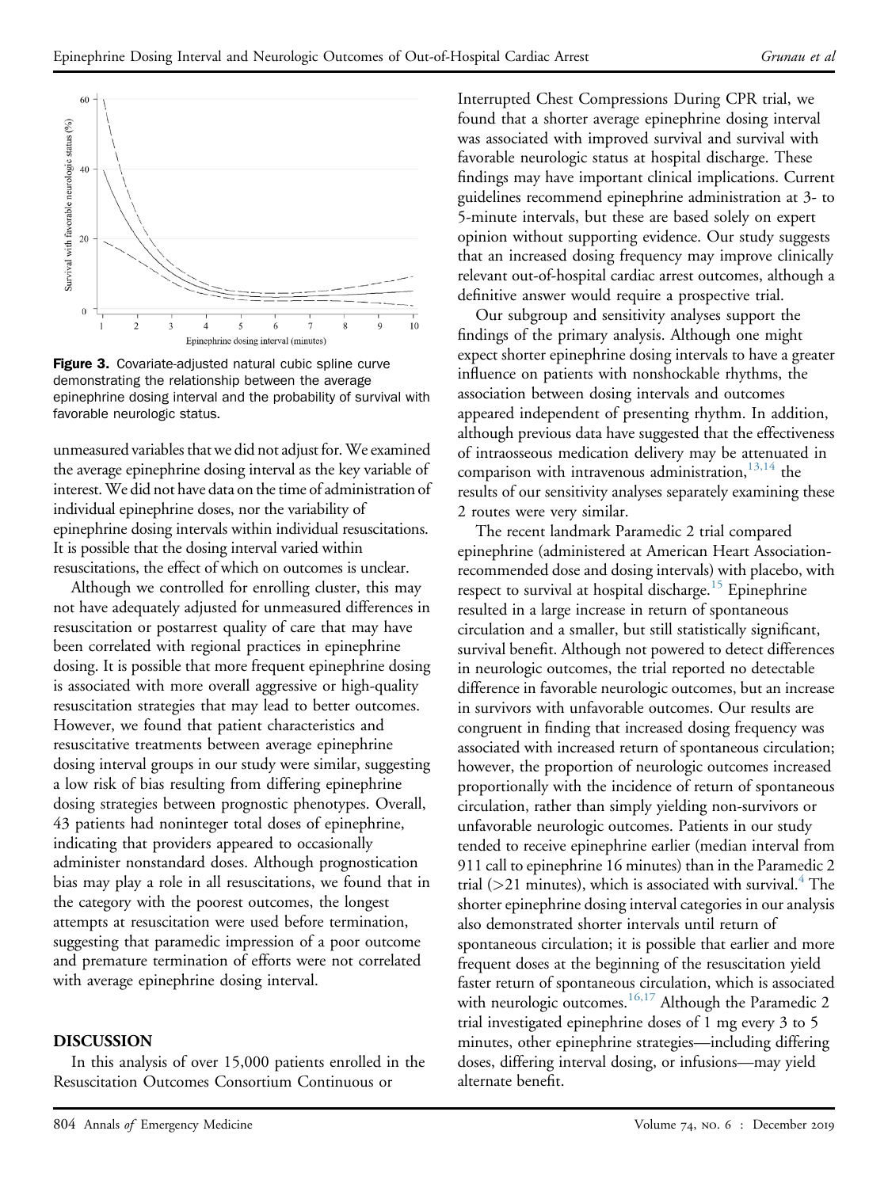**Figure 3.** Covariate-adjusted natural cubic spline curve demonstrating the relationship between the average epinephrine dosing interval and the probability of survival with favorable neurologic status.

unmeasured variables that we did not adjust for. We examined the average epinephrine dosing interval as the key variable of interest. We did not have data on the time of administration of individual epinephrine doses, nor the variability of epinephrine dosing intervals within individual resuscitations. It is possible that the dosing interval varied within resuscitations, the effect of which on outcomes is unclear.

Although we controlled for enrolling cluster, this may not have adequately adjusted for unmeasured differences in resuscitation or postarrest quality of care that may have been correlated with regional practices in epinephrine dosing. It is possible that more frequent epinephrine dosing is associated with more overall aggressive or high-quality resuscitation strategies that may lead to better outcomes. However, we found that patient characteristics and resuscitative treatments between average epinephrine dosing interval groups in our study were similar, suggesting a low risk of bias resulting from differing epinephrine dosing strategies between prognostic phenotypes. Overall, 43 patients had noninteger total doses of epinephrine, indicating that providers appeared to occasionally administer nonstandard doses. Although prognostication bias may play a role in all resuscitations, we found that in the category with the poorest outcomes, the longest attempts at resuscitation were used before termination, suggesting that paramedic impression of a poor outcome and premature termination of efforts were not correlated with average epinephrine dosing interval.

## DISCUSSION

In this analysis of over 15,000 patients enrolled in the Resuscitation Outcomes Consortium Continuous or Interrupted Chest Compressions During CPR trial, we found that a shorter average epinephrine dosing interval was associated with improved survival and survival with favorable neurologic status at hospital discharge. These findings may have important clinical implications. Current guidelines recommend epinephrine administration at 3- to 5-minute intervals, but these are based solely on expert opinion without supporting evidence. Our study suggests that an increased dosing frequency may improve clinically relevant out-of-hospital cardiac arrest outcomes, although a definitive answer would require a prospective trial.

Our subgroup and sensitivity analyses support the findings of the primary analysis. Although one might expect shorter epinephrine dosing intervals to have a greater influence on patients with nonshockable rhythms, the association between dosing intervals and outcomes appeared independent of presenting rhythm. In addition, although previous data have suggested that the effectiveness of intraosseous medication delivery may be attenuated in comparison with intravenous administration,[13,14] the results of our sensitivity analyses separately examining these 2 routes were very similar.

The recent landmark Paramedic 2 trial compared epinephrine (administered at American Heart Association-recommended dose and dosing intervals) with placebo, with respect to survival at hospital discharge.[15] Epinephrine resulted in a large increase in return of spontaneous circulation and a smaller, but still statistically significant, survival benefit. Although not powered to detect differences in neurologic outcomes, the trial reported no detectable difference in favorable neurologic outcomes, but an increase in survivors with unfavorable outcomes. Our results are congruent in finding that increased dosing frequency was associated with increased return of spontaneous circulation; however, the proportion of neurologic outcomes increased proportionally with the incidence of return of spontaneous circulation, rather than simply yielding non-survivors or unfavorable neurologic outcomes. Patients in our study tended to receive epinephrine earlier (median interval from 911 call to epinephrine 16 minutes) than in the Paramedic 2 trial (>21 minutes), which is associated with survival.[4] The shorter epinephrine dosing interval categories in our analysis also demonstrated shorter intervals until return of spontaneous circulation; it is possible that earlier and more frequent doses at the beginning of the resuscitation yield faster return of spontaneous circulation, which is associated with neurologic outcomes.[16,17] Although the Paramedic 2 trial investigated epinephrine doses of 1 mg every 3 to 5 minutes, other epinephrine strategies—including differing doses, differing interval dosing, or infusions—may yield alternate benefit.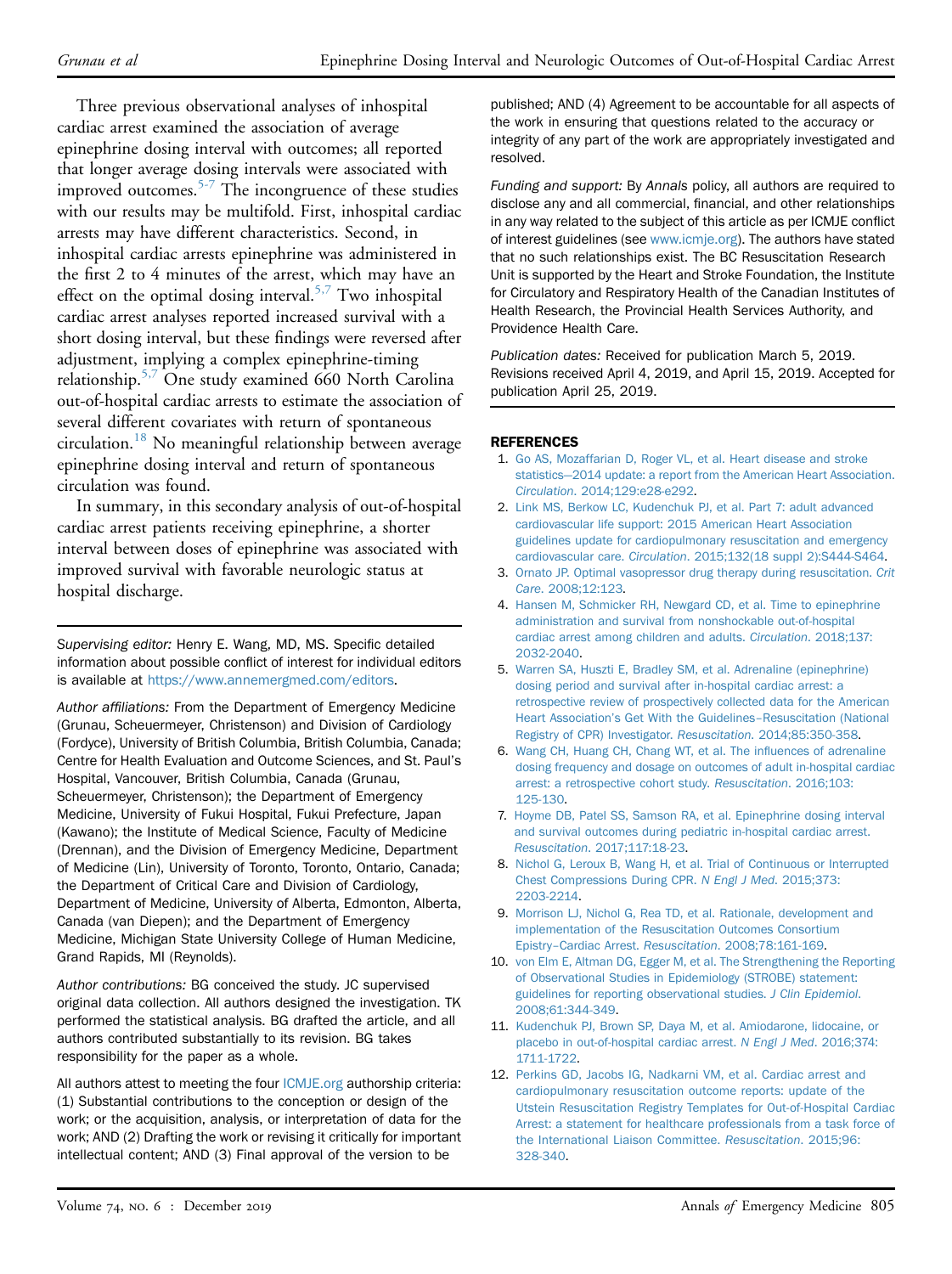Three previous observational analyses of inhospital cardiac arrest examined the association of average epinephrine dosing interval with outcomes; all reported that longer average dosing intervals were associated with improved outcomes.[5-7] The incongruence of these studies with our results may be multifold. First, inhospital cardiac arrests may have different characteristics. Second, in inhospital cardiac arrests epinephrine was administered in the first 2 to 4 minutes of the arrest, which may have an effect on the optimal dosing interval.[5,7] Two inhospital cardiac arrest analyses reported increased survival with a short dosing interval, but these findings were reversed after adjustment, implying a complex epinephrine-timing relationship.[5,7] One study examined 660 North Carolina out-of-hospital cardiac arrests to estimate the association of several different covariates with return of spontaneous circulation.[18] No meaningful relationship between average epinephrine dosing interval and return of spontaneous circulation was found.

In summary, in this secondary analysis of out-of-hospital cardiac arrest patients receiving epinephrine, a shorter interval between doses of epinephrine was associated with improved survival with favorable neurologic status at hospital discharge.

---

*Supervising editor:* Henry E. Wang, MD, MS. Specific detailed information about possible conflict of interest for individual editors is available at https://www.annemergmed.com/editors.

*Author affiliations:* From the Department of Emergency Medicine (Grunau, Scheuermeyer, Christenson) and Division of Cardiology (Fordyce), University of British Columbia, British Columbia, Canada; Centre for Health Evaluation and Outcome Sciences, and St. Paul's Hospital, Vancouver, British Columbia, Canada (Grunau, Scheuermeyer, Christenson); the Department of Emergency Medicine, University of Fukui Hospital, Fukui Prefecture, Japan (Kawano); the Institute of Medical Science, Faculty of Medicine (Drennan), and the Division of Emergency Medicine, Department of Medicine (Lin), University of Toronto, Toronto, Ontario, Canada; the Department of Critical Care and Division of Cardiology, Department of Medicine, University of Alberta, Edmonton, Alberta, Canada (van Diepen); and the Department of Emergency Medicine, Michigan State University College of Human Medicine, Grand Rapids, MI (Reynolds).

*Author contributions:* BG conceived the study. JC supervised original data collection. All authors designed the investigation. TK performed the statistical analysis. BG drafted the article, and all authors contributed substantially to its revision. BG takes responsibility for the paper as a whole.

All authors attest to meeting the four ICMJE.org authorship criteria: (1) Substantial contributions to the conception or design of the work; or the acquisition, analysis, or interpretation of data for the work; AND (2) Drafting the work or revising it critically for important intellectual content; AND (3) Final approval of the version to be published; AND (4) Agreement to be accountable for all aspects of the work in ensuring that questions related to the accuracy or integrity of any part of the work are appropriately investigated and resolved.

*Funding and support:* By *Annals* policy, all authors are required to disclose any and all commercial, financial, and other relationships in any way related to the subject of this article as per ICMJE conflict of interest guidelines (see www.icmje.org). The authors have stated that no such relationships exist. The BC Resuscitation Research Unit is supported by the Heart and Stroke Foundation, the Institute for Circulatory and Respiratory Health of the Canadian Institutes of Health Research, the Provincial Health Services Authority, and Providence Health Care.

*Publication dates:* Received for publication March 5, 2019. Revisions received April 4, 2019, and April 15, 2019. Accepted for publication April 25, 2019.

## REFERENCES

1. Go AS, Mozaffarian D, Roger VL, et al. Heart disease and stroke statistics—2014 update: a report from the American Heart Association. *Circulation*. 2014;129:e28-e292.
2. Link MS, Berkow LC, Kudenchuk PJ, et al. Part 7: adult advanced cardiovascular life support: 2015 American Heart Association guidelines update for cardiopulmonary resuscitation and emergency cardiovascular care. *Circulation*. 2015;132(18 suppl 2):S444-S464.
3. Ornato JP. Optimal vasopressor drug therapy during resuscitation. *Crit Care*. 2008;12:123.
4. Hansen M, Schmicker RH, Newgard CD, et al. Time to epinephrine administration and survival from nonshockable out-of-hospital cardiac arrest among children and adults. *Circulation*. 2018;137:2032-2040.
5. Warren SA, Huszti E, Bradley SM, et al. Adrenaline (epinephrine) dosing period and survival after in-hospital cardiac arrest: a retrospective review of prospectively collected data for the American Heart Association's Get With the Guidelines–Resuscitation (National Registry of CPR) Investigator. *Resuscitation*. 2014;85:350-358.
6. Wang CH, Huang CH, Chang WT, et al. The influences of adrenaline dosing frequency and dosage on outcomes of adult in-hospital cardiac arrest: a retrospective cohort study. *Resuscitation*. 2016;103:125-130.
7. Hoyme DB, Patel SS, Samson RA, et al. Epinephrine dosing interval and survival outcomes during pediatric in-hospital cardiac arrest. *Resuscitation*. 2017;117:18-23.
8. Nichol G, Leroux B, Wang H, et al. Trial of Continuous or Interrupted Chest Compressions During CPR. *N Engl J Med*. 2015;373:2203-2214.
9. Morrison LJ, Nichol G, Rea TD, et al. Rationale, development and implementation of the Resuscitation Outcomes Consortium Epistry–Cardiac Arrest. *Resuscitation*. 2008;78:161-169.
10. von Elm E, Altman DG, Egger M, et al. The Strengthening the Reporting of Observational Studies in Epidemiology (STROBE) statement: guidelines for reporting observational studies. *J Clin Epidemiol*. 2008;61:344-349.
11. Kudenchuk PJ, Brown SP, Daya M, et al. Amiodarone, lidocaine, or placebo in out-of-hospital cardiac arrest. *N Engl J Med*. 2016;374:1711-1722.
12. Perkins GD, Jacobs IG, Nadkarni VM, et al. Cardiac arrest and cardiopulmonary resuscitation outcome reports: update of the Utstein Resuscitation Registry Templates for Out-of-Hospital Cardiac Arrest: a statement for healthcare professionals from a task force of the International Liaison Committee. *Resuscitation*. 2015;96:328-340.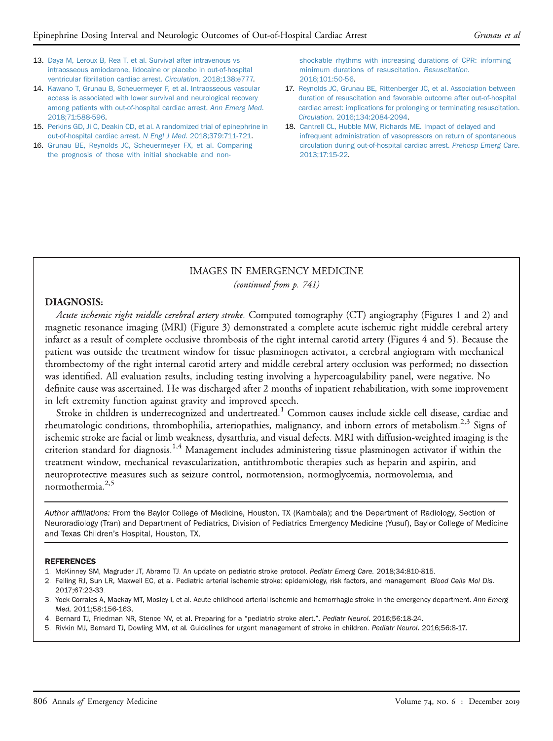13. Daya M, Leroux B, Rea T, et al. Survival after intravenous vs intraosseous amiodarone, lidocaine or placebo in out-of-hospital ventricular fibrillation cardiac arrest. *Circulation*. 2018;138:e777.
14. Kawano T, Grunau B, Scheuermeyer F, et al. Intraosseous vascular access is associated with lower survival and neurological recovery among patients with out-of-hospital cardiac arrest. *Ann Emerg Med*. 2018;71:588-596.
15. Perkins GD, Ji C, Deakin CD, et al. A randomized trial of epinephrine in out-of-hospital cardiac arrest. *N Engl J Med*. 2018;379:711-721.
16. Grunau BE, Reynolds JC, Scheuermeyer FX, et al. Comparing the prognosis of those with initial shockable and non-shockable rhythms with increasing durations of CPR: informing minimum durations of resuscitation. *Resuscitation*. 2016;101:50-56.
17. Reynolds JC, Grunau BE, Rittenberger JC, et al. Association between duration of resuscitation and favorable outcome after out-of-hospital cardiac arrest: implications for prolonging or terminating resuscitation. *Circulation*. 2016;134:2084-2094.
18. Cantrell CL, Hubble MW, Richards ME. Impact of delayed and infrequent administration of vasopressors on return of spontaneous circulation during out-of-hospital cardiac arrest. *Prehosp Emerg Care*. 2013;17:15-22.

## IMAGES IN EMERGENCY MEDICINE

*(continued from p. 741)*

### DIAGNOSIS:

*Acute ischemic right middle cerebral artery stroke.* Computed tomography (CT) angiography (Figures 1 and 2) and magnetic resonance imaging (MRI) (Figure 3) demonstrated a complete acute ischemic right middle cerebral artery infarct as a result of complete occlusive thrombosis of the right internal carotid artery (Figures 4 and 5). Because the patient was outside the treatment window for tissue plasminogen activator, a cerebral angiogram with mechanical thrombectomy of the right internal carotid artery and middle cerebral artery occlusion was performed; no dissection was identified. All evaluation results, including testing involving a hypercoagulability panel, were negative. No definite cause was ascertained. He was discharged after 2 months of inpatient rehabilitation, with some improvement in left extremity function against gravity and improved speech.

Stroke in children is underrecognized and undertreated.[1] Common causes include sickle cell disease, cardiac and rheumatologic conditions, thrombophilia, arteriopathies, malignancy, and inborn errors of metabolism.[2,3] Signs of ischemic stroke are facial or limb weakness, dysarthria, and visual defects. MRI with diffusion-weighted imaging is the criterion standard for diagnosis.[1,4] Management includes administering tissue plasminogen activator if within the treatment window, mechanical revascularization, antithrombotic therapies such as heparin and aspirin, and neuroprotective measures such as seizure control, normotension, normoglycemia, normovolemia, and normothermia.[2,5]

*Author affiliations:* From the Baylor College of Medicine, Houston, TX (Kambala); and the Department of Radiology, Section of Neuroradiology (Tran) and Department of Pediatrics, Division of Pediatrics Emergency Medicine (Yusuf), Baylor College of Medicine and Texas Children's Hospital, Houston, TX.

### REFERENCES

1. McKinney SM, Magruder JT, Abramo TJ. An update on pediatric stroke protocol. *Pediatr Emerg Care*. 2018;34:810-815.
2. Felling RJ, Sun LR, Maxwell EC, et al. Pediatric arterial ischemic stroke: epidemiology, risk factors, and management. *Blood Cells Mol Dis*. 2017;67:23-33.
3. Yock-Corrales A, Mackay MT, Mosley I, et al. Acute childhood arterial ischemic and hemorrhagic stroke in the emergency department. *Ann Emerg Med*. 2011;58:156-163.
4. Bernard TJ, Friedman NR, Stence NV, et al. Preparing for a "pediatric stroke alert.". *Pediatr Neurol*. 2016;56:18-24.
5. Rivkin MJ, Bernard TJ, Dowling MM, et al. Guidelines for urgent management of stroke in children. *Pediatr Neurol*. 2016;56:8-17.